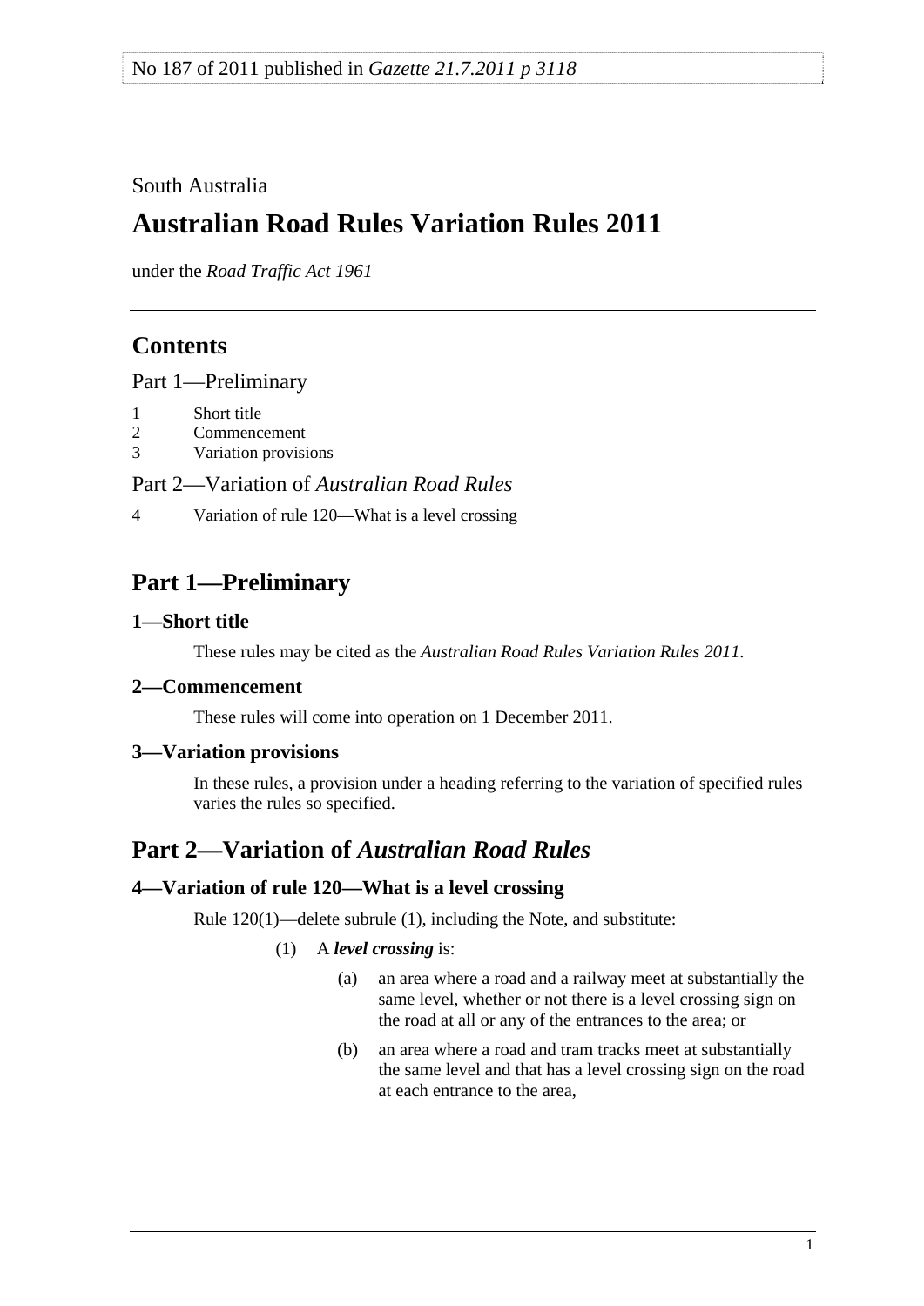No 187 of 2011 published in *Gazette 21.7.2011 p 3118*

South Australia

# Australian Road Rules Variation Rules 2011

under the *Road Traffic Act 1961*

## Contents

Part 1—Preliminary

1 Short title
2 Commencement
3 Variation provisions

Part 2—Variation of *Australian Road Rules*

4 Variation of rule 120—What is a level crossing

## Part 1—Preliminary

### 1—Short title

These rules may be cited as the *Australian Road Rules Variation Rules 2011*.

### 2—Commencement

These rules will come into operation on 1 December 2011.

### 3—Variation provisions

In these rules, a provision under a heading referring to the variation of specified rules varies the rules so specified.

## Part 2—Variation of *Australian Road Rules*

### 4—Variation of rule 120—What is a level crossing

Rule 120(1)—delete subrule (1), including the Note, and substitute:

(1) A ***level crossing*** is:

(a) an area where a road and a railway meet at substantially the same level, whether or not there is a level crossing sign on the road at all or any of the entrances to the area; or

(b) an area where a road and tram tracks meet at substantially the same level and that has a level crossing sign on the road at each entrance to the area,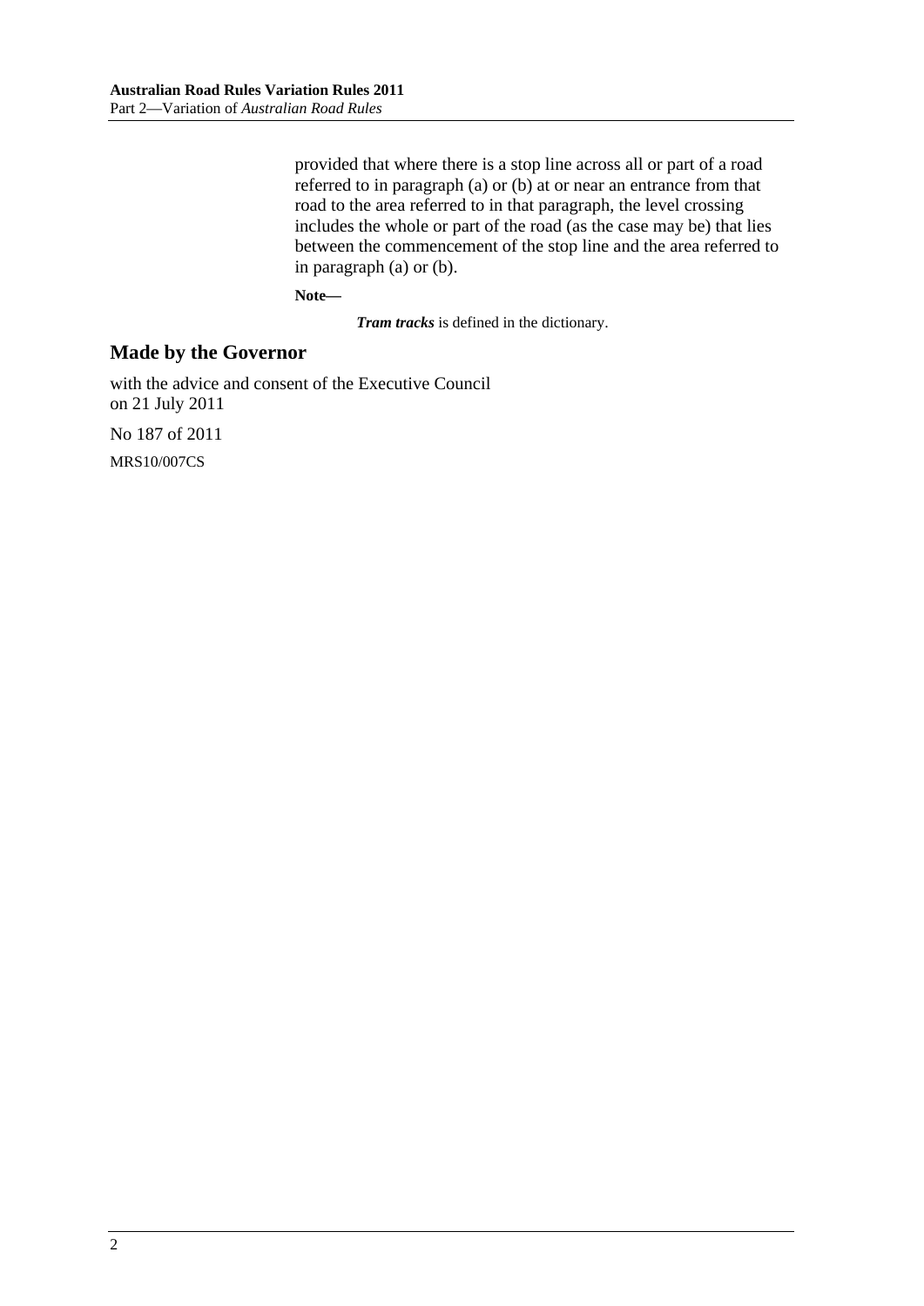provided that where there is a stop line across all or part of a road referred to in paragraph (a) or (b) at or near an entrance from that road to the area referred to in that paragraph, the level crossing includes the whole or part of the road (as the case may be) that lies between the commencement of the stop line and the area referred to in paragraph (a) or (b).

**Note—**

***Tram tracks*** is defined in the dictionary.

## Made by the Governor

with the advice and consent of the Executive Council on 21 July 2011

No 187 of 2011

MRS10/007CS